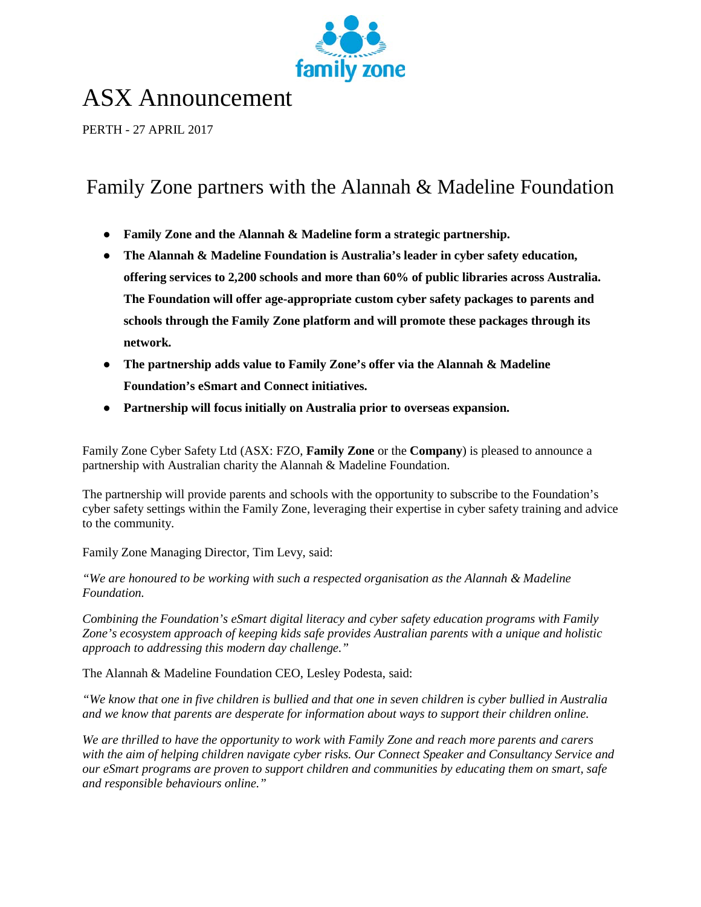# ASX Announcement

PERTH - 27 APRIL 2017

## Family Zone partners with the Alannah & Madeline Foundation

- **Family Zone and the Alannah & Madeline form a strategic partnership.**
- **The Alannah & Madeline Foundation is Australia's leader in cyber safety education, offering services to 2,200 schools and more than 60% of public libraries across Australia. The Foundation will offer age-appropriate custom cyber safety packages to parents and schools through the Family Zone platform and will promote these packages through its network.**
- **The partnership adds value to Family Zone's offer via the Alannah & Madeline Foundation's eSmart and Connect initiatives.**
- **Partnership will focus initially on Australia prior to overseas expansion.**

Family Zone Cyber Safety Ltd (ASX: FZO, **Family Zone** or the **Company**) is pleased to announce a partnership with Australian charity the Alannah & Madeline Foundation.

The partnership will provide parents and schools with the opportunity to subscribe to the Foundation's cyber safety settings within the Family Zone, leveraging their expertise in cyber safety training and advice to the community.

Family Zone Managing Director, Tim Levy, said:

*"We are honoured to be working with such a respected organisation as the Alannah & Madeline Foundation.*

*Combining the Foundation's eSmart digital literacy and cyber safety education programs with Family Zone's ecosystem approach of keeping kids safe provides Australian parents with a unique and holistic approach to addressing this modern day challenge."*

The Alannah & Madeline Foundation CEO, Lesley Podesta, said:

*"We know that one in five children is bullied and that one in seven children is cyber bullied in Australia and we know that parents are desperate for information about ways to support their children online.*

*We are thrilled to have the opportunity to work with Family Zone and reach more parents and carers with the aim of helping children navigate cyber risks. Our Connect Speaker and Consultancy Service and our eSmart programs are proven to support children and communities by educating them on smart, safe and responsible behaviours online."*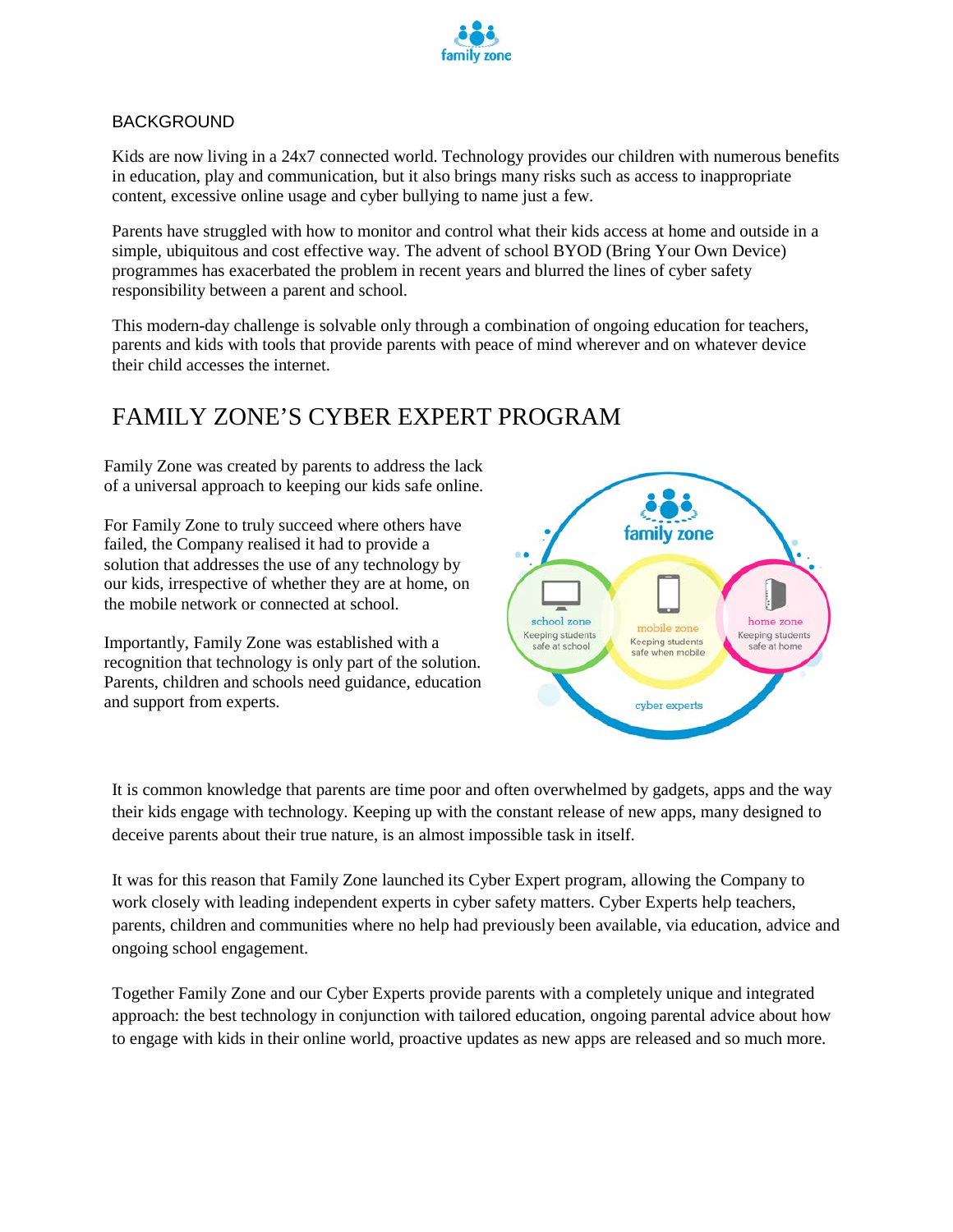BACKGROUND

Kids are now living in a 24x7 connected world. Technology provides our children with numerous benefits in education, play and communication, but it also brings many risks such as access to inappropriate content, excessive online usage and cyber bullying to name just a few.

Parents have struggled with how to monitor and control what their kids access at home and outside in a simple, ubiquitous and cost effective way. The advent of school BYOD (Bring Your Own Device) programmes has exacerbated the problem in recent years and blurred the lines of cyber safety responsibility between a parent and school.

This modern-day challenge is solvable only through a combination of ongoing education for teachers, parents and kids with tools that provide parents with peace of mind wherever and on whatever device their child accesses the internet.

# FAMILY ZONE'S CYBER EXPERT PROGRAM

Family Zone was created by parents to address the lack of a universal approach to keeping our kids safe online.

For Family Zone to truly succeed where others have failed, the Company realised it had to provide a solution that addresses the use of any technology by our kids, irrespective of whether they are at home, on the mobile network or connected at school.

Importantly, Family Zone was established with a recognition that technology is only part of the solution. Parents, children and schools need guidance, education and support from experts.

It is common knowledge that parents are time poor and often overwhelmed by gadgets, apps and the way their kids engage with technology. Keeping up with the constant release of new apps, many designed to deceive parents about their true nature, is an almost impossible task in itself.

It was for this reason that Family Zone launched its Cyber Expert program, allowing the Company to work closely with leading independent experts in cyber safety matters. Cyber Experts help teachers, parents, children and communities where no help had previously been available, via education, advice and ongoing school engagement.

Together Family Zone and our Cyber Experts provide parents with a completely unique and integrated approach: the best technology in conjunction with tailored education, ongoing parental advice about how to engage with kids in their online world, proactive updates as new apps are released and so much more.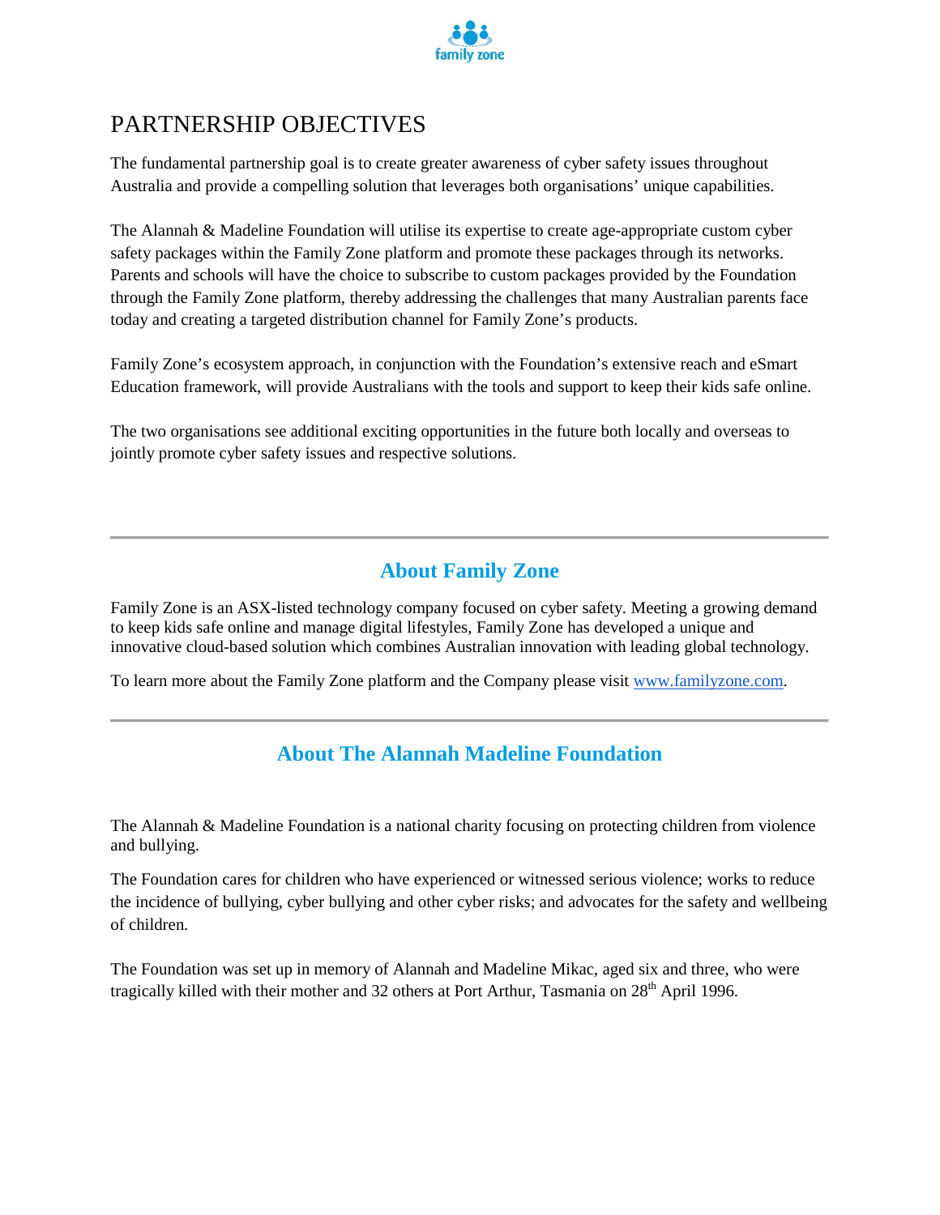# PARTNERSHIP OBJECTIVES

The fundamental partnership goal is to create greater awareness of cyber safety issues throughout Australia and provide a compelling solution that leverages both organisations' unique capabilities.

The Alannah & Madeline Foundation will utilise its expertise to create age-appropriate custom cyber safety packages within the Family Zone platform and promote these packages through its networks. Parents and schools will have the choice to subscribe to custom packages provided by the Foundation through the Family Zone platform, thereby addressing the challenges that many Australian parents face today and creating a targeted distribution channel for Family Zone's products.

Family Zone's ecosystem approach, in conjunction with the Foundation's extensive reach and eSmart Education framework, will provide Australians with the tools and support to keep their kids safe online.

The two organisations see additional exciting opportunities in the future both locally and overseas to jointly promote cyber safety issues and respective solutions.

---

## About Family Zone

Family Zone is an ASX-listed technology company focused on cyber safety. Meeting a growing demand to keep kids safe online and manage digital lifestyles, Family Zone has developed a unique and innovative cloud-based solution which combines Australian innovation with leading global technology.

To learn more about the Family Zone platform and the Company please visit www.familyzone.com.

---

## About The Alannah Madeline Foundation

The Alannah & Madeline Foundation is a national charity focusing on protecting children from violence and bullying.

The Foundation cares for children who have experienced or witnessed serious violence; works to reduce the incidence of bullying, cyber bullying and other cyber risks; and advocates for the safety and wellbeing of children.

The Foundation was set up in memory of Alannah and Madeline Mikac, aged six and three, who were tragically killed with their mother and 32 others at Port Arthur, Tasmania on 28th April 1996.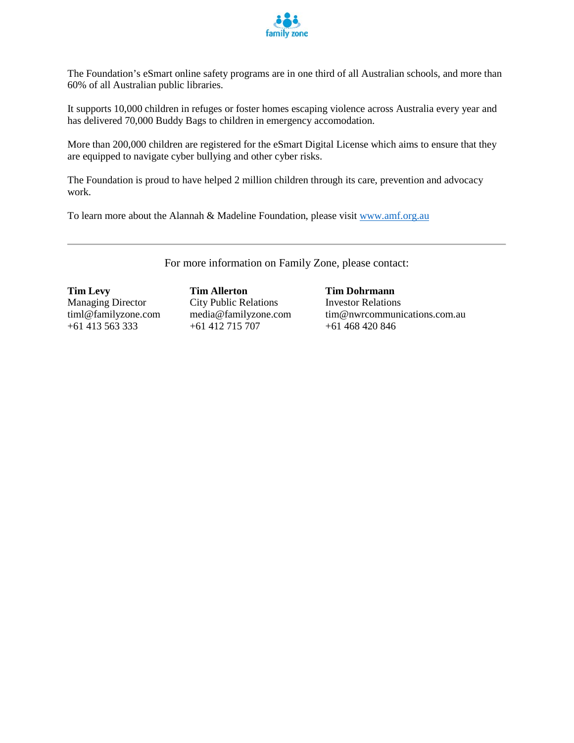The Foundation's eSmart online safety programs are in one third of all Australian schools, and more than 60% of all Australian public libraries.

It supports 10,000 children in refuges or foster homes escaping violence across Australia every year and has delivered 70,000 Buddy Bags to children in emergency accomodation.

More than 200,000 children are registered for the eSmart Digital License which aims to ensure that they are equipped to navigate cyber bullying and other cyber risks.

The Foundation is proud to have helped 2 million children through its care, prevention and advocacy work.

To learn more about the Alannah & Madeline Foundation, please visit [www.amf.org.au](http://www.amf.org.au)

---

For more information on Family Zone, please contact:

**Tim Levy**
Managing Director
timl@familyzone.com
+61 413 563 333

**Tim Allerton**
City Public Relations
media@familyzone.com
+61 412 715 707

**Tim Dohrmann**
Investor Relations
tim@nwrcommunications.com.au
+61 468 420 846